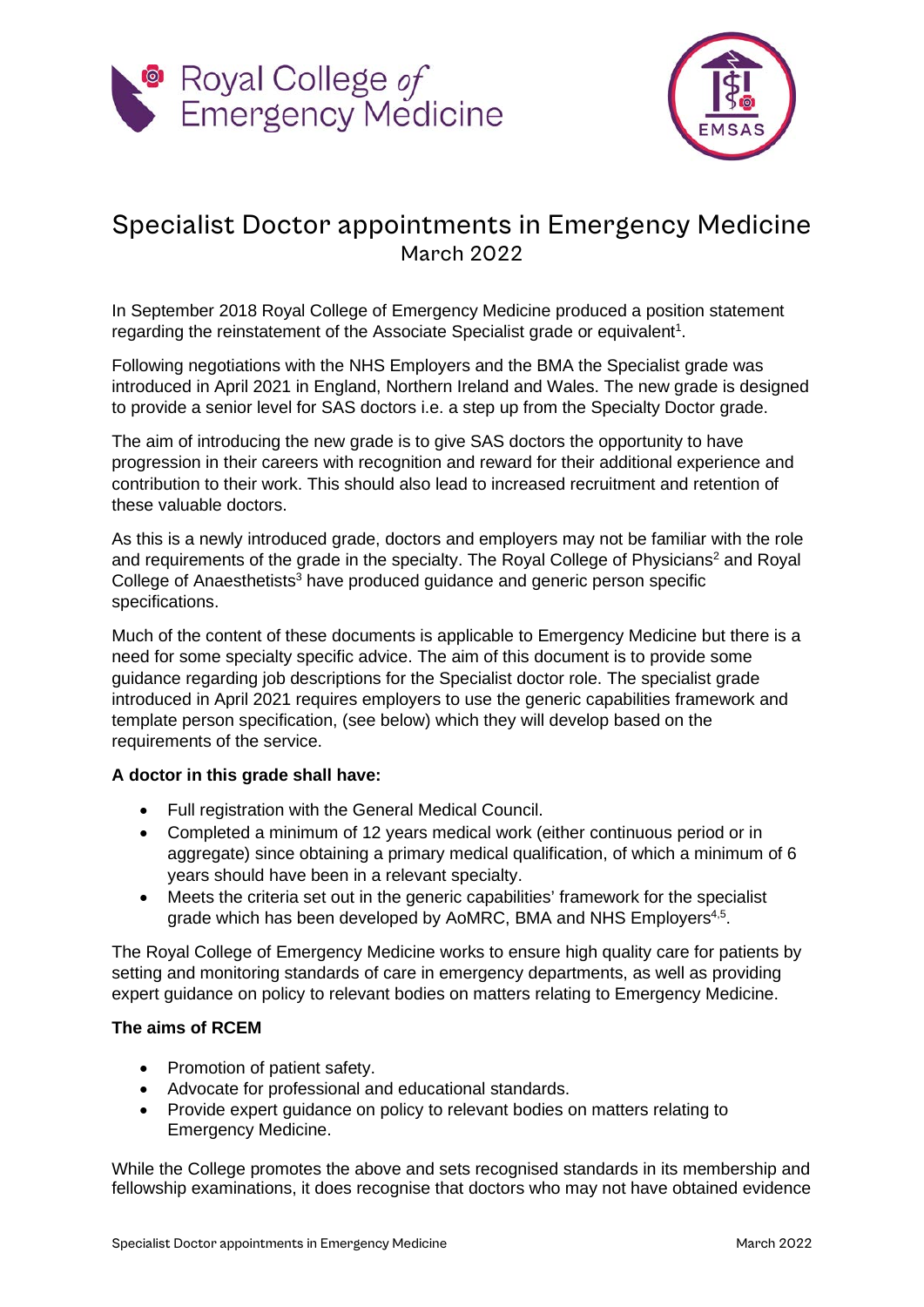# Specialist Doctor appointments in Emergency Medicine

March 2022

In September 2018 Royal College of Emergency Medicine produced a position statement regarding the reinstatement of the Associate Specialist grade or equivalent[1].

Following negotiations with the NHS Employers and the BMA the Specialist grade was introduced in April 2021 in England, Northern Ireland and Wales. The new grade is designed to provide a senior level for SAS doctors i.e. a step up from the Specialty Doctor grade.

The aim of introducing the new grade is to give SAS doctors the opportunity to have progression in their careers with recognition and reward for their additional experience and contribution to their work. This should also lead to increased recruitment and retention of these valuable doctors.

As this is a newly introduced grade, doctors and employers may not be familiar with the role and requirements of the grade in the specialty. The Royal College of Physicians[2] and Royal College of Anaesthetists[3] have produced guidance and generic person specific specifications.

Much of the content of these documents is applicable to Emergency Medicine but there is a need for some specialty specific advice. The aim of this document is to provide some guidance regarding job descriptions for the Specialist doctor role. The specialist grade introduced in April 2021 requires employers to use the generic capabilities framework and template person specification, (see below) which they will develop based on the requirements of the service.

**A doctor in this grade shall have:**

- Full registration with the General Medical Council.
- Completed a minimum of 12 years medical work (either continuous period or in aggregate) since obtaining a primary medical qualification, of which a minimum of 6 years should have been in a relevant specialty.
- Meets the criteria set out in the generic capabilities' framework for the specialist grade which has been developed by AoMRC, BMA and NHS Employers[4,5].

The Royal College of Emergency Medicine works to ensure high quality care for patients by setting and monitoring standards of care in emergency departments, as well as providing expert guidance on policy to relevant bodies on matters relating to Emergency Medicine.

**The aims of RCEM**

- Promotion of patient safety.
- Advocate for professional and educational standards.
- Provide expert guidance on policy to relevant bodies on matters relating to Emergency Medicine.

While the College promotes the above and sets recognised standards in its membership and fellowship examinations, it does recognise that doctors who may not have obtained evidence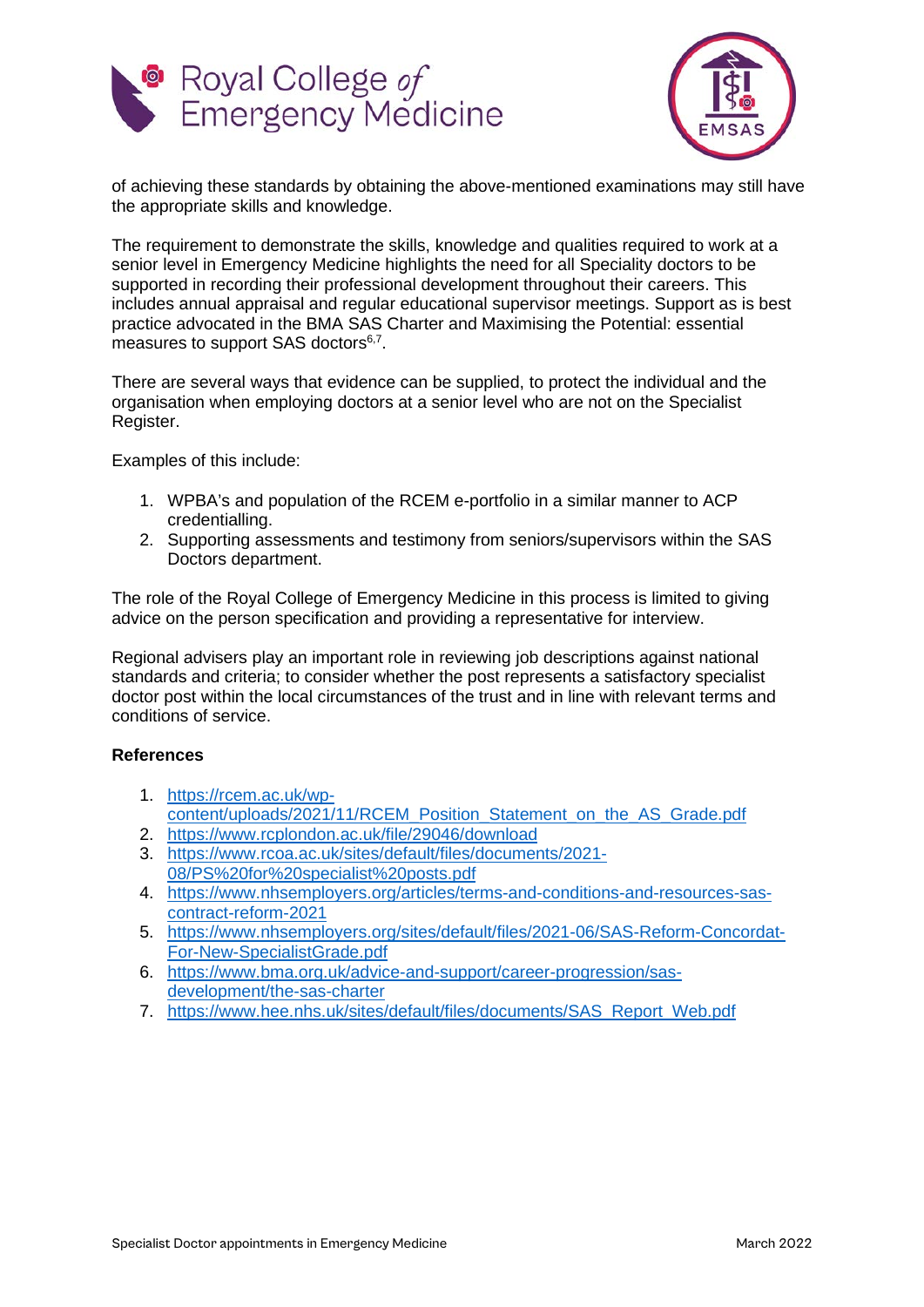of achieving these standards by obtaining the above-mentioned examinations may still have the appropriate skills and knowledge.

The requirement to demonstrate the skills, knowledge and qualities required to work at a senior level in Emergency Medicine highlights the need for all Speciality doctors to be supported in recording their professional development throughout their careers. This includes annual appraisal and regular educational supervisor meetings. Support as is best practice advocated in the BMA SAS Charter and Maximising the Potential: essential measures to support SAS doctors[6,7].

There are several ways that evidence can be supplied, to protect the individual and the organisation when employing doctors at a senior level who are not on the Specialist Register.

Examples of this include:

1. WPBA's and population of the RCEM e-portfolio in a similar manner to ACP credentialling.
2. Supporting assessments and testimony from seniors/supervisors within the SAS Doctors department.

The role of the Royal College of Emergency Medicine in this process is limited to giving advice on the person specification and providing a representative for interview.

Regional advisers play an important role in reviewing job descriptions against national standards and criteria; to consider whether the post represents a satisfactory specialist doctor post within the local circumstances of the trust and in line with relevant terms and conditions of service.

**References**

1. https://rcem.ac.uk/wp-content/uploads/2021/11/RCEM_Position_Statement_on_the_AS_Grade.pdf
2. https://www.rcplondon.ac.uk/file/29046/download
3. https://www.rcoa.ac.uk/sites/default/files/documents/2021-08/PS%20for%20specialist%20posts.pdf
4. https://www.nhsemployers.org/articles/terms-and-conditions-and-resources-sas-contract-reform-2021
5. https://www.nhsemployers.org/sites/default/files/2021-06/SAS-Reform-Concordat-For-New-SpecialistGrade.pdf
6. https://www.bma.org.uk/advice-and-support/career-progression/sas-development/the-sas-charter
7. https://www.hee.nhs.uk/sites/default/files/documents/SAS_Report_Web.pdf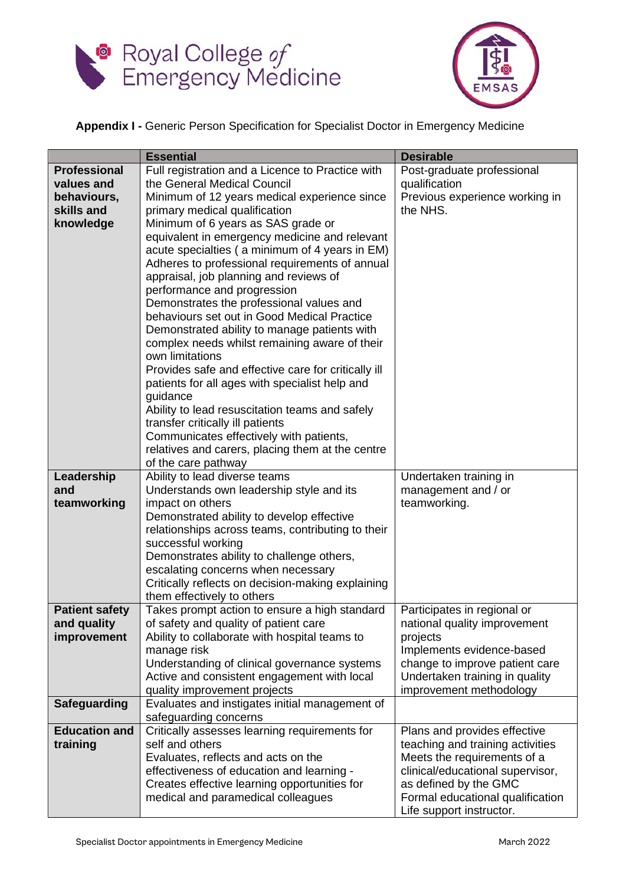**Appendix I -** Generic Person Specification for Specialist Doctor in Emergency Medicine

| | Essential | Desirable |
|---|---|---|
| **Professional values and behaviours, skills and knowledge** | Full registration and a Licence to Practice with the General Medical Council<br>Minimum of 12 years medical experience since primary medical qualification<br>Minimum of 6 years as SAS grade or equivalent in emergency medicine and relevant acute specialties ( a minimum of 4 years in EM)<br>Adheres to professional requirements of annual appraisal, job planning and reviews of performance and progression<br>Demonstrates the professional values and behaviours set out in Good Medical Practice<br>Demonstrated ability to manage patients with complex needs whilst remaining aware of their own limitations<br>Provides safe and effective care for critically ill patients for all ages with specialist help and guidance<br>Ability to lead resuscitation teams and safely transfer critically ill patients<br>Communicates effectively with patients, relatives and carers, placing them at the centre of the care pathway | Post-graduate professional qualification<br>Previous experience working in the NHS. |
| **Leadership and teamworking** | Ability to lead diverse teams<br>Understands own leadership style and its impact on others<br>Demonstrated ability to develop effective relationships across teams, contributing to their successful working<br>Demonstrates ability to challenge others, escalating concerns when necessary<br>Critically reflects on decision-making explaining them effectively to others | Undertaken training in management and / or teamworking. |
| **Patient safety and quality improvement** | Takes prompt action to ensure a high standard of safety and quality of patient care<br>Ability to collaborate with hospital teams to manage risk<br>Understanding of clinical governance systems<br>Active and consistent engagement with local quality improvement projects | Participates in regional or national quality improvement projects<br>Implements evidence-based change to improve patient care<br>Undertaken training in quality improvement methodology |
| **Safeguarding** | Evaluates and instigates initial management of safeguarding concerns | |
| **Education and training** | Critically assesses learning requirements for self and others<br>Evaluates, reflects and acts on the effectiveness of education and learning -<br>Creates effective learning opportunities for medical and paramedical colleagues | Plans and provides effective teaching and training activities<br>Meets the requirements of a clinical/educational supervisor, as defined by the GMC<br>Formal educational qualification<br>Life support instructor. |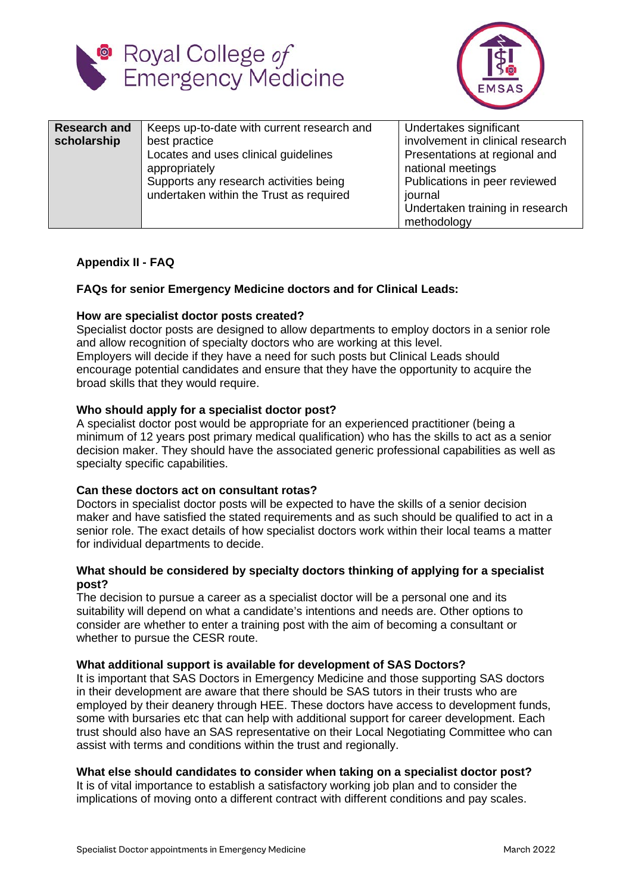| Research and scholarship | Keeps up-to-date with current research and best practice<br>Locates and uses clinical guidelines appropriately<br>Supports any research activities being undertaken within the Trust as required | Undertakes significant involvement in clinical research<br>Presentations at regional and national meetings<br>Publications in peer reviewed journal<br>Undertaken training in research methodology |
|---|---|---|

**Appendix II - FAQ**

**FAQs for senior Emergency Medicine doctors and for Clinical Leads:**

**How are specialist doctor posts created?**
Specialist doctor posts are designed to allow departments to employ doctors in a senior role and allow recognition of specialty doctors who are working at this level.
Employers will decide if they have a need for such posts but Clinical Leads should encourage potential candidates and ensure that they have the opportunity to acquire the broad skills that they would require.

**Who should apply for a specialist doctor post?**
A specialist doctor post would be appropriate for an experienced practitioner (being a minimum of 12 years post primary medical qualification) who has the skills to act as a senior decision maker. They should have the associated generic professional capabilities as well as specialty specific capabilities.

**Can these doctors act on consultant rotas?**
Doctors in specialist doctor posts will be expected to have the skills of a senior decision maker and have satisfied the stated requirements and as such should be qualified to act in a senior role. The exact details of how specialist doctors work within their local teams a matter for individual departments to decide.

**What should be considered by specialty doctors thinking of applying for a specialist post?**
The decision to pursue a career as a specialist doctor will be a personal one and its suitability will depend on what a candidate's intentions and needs are. Other options to consider are whether to enter a training post with the aim of becoming a consultant or whether to pursue the CESR route.

**What additional support is available for development of SAS Doctors?**
It is important that SAS Doctors in Emergency Medicine and those supporting SAS doctors in their development are aware that there should be SAS tutors in their trusts who are employed by their deanery through HEE. These doctors have access to development funds, some with bursaries etc that can help with additional support for career development. Each trust should also have an SAS representative on their Local Negotiating Committee who can assist with terms and conditions within the trust and regionally.

**What else should candidates to consider when taking on a specialist doctor post?**
It is of vital importance to establish a satisfactory working job plan and to consider the implications of moving onto a different contract with different conditions and pay scales.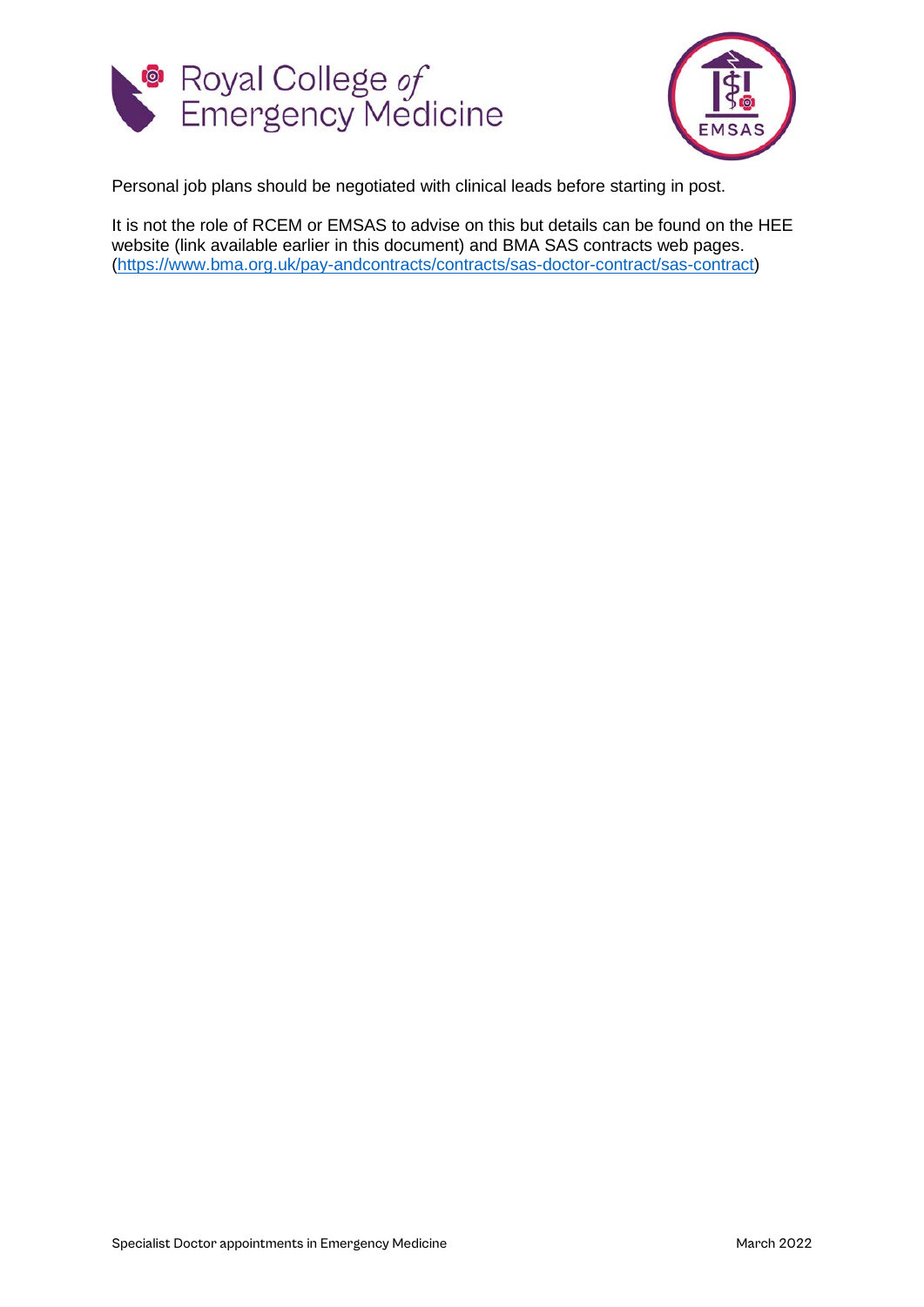Personal job plans should be negotiated with clinical leads before starting in post.

It is not the role of RCEM or EMSAS to advise on this but details can be found on the HEE website (link available earlier in this document) and BMA SAS contracts web pages. (https://www.bma.org.uk/pay-andcontracts/contracts/sas-doctor-contract/sas-contract)